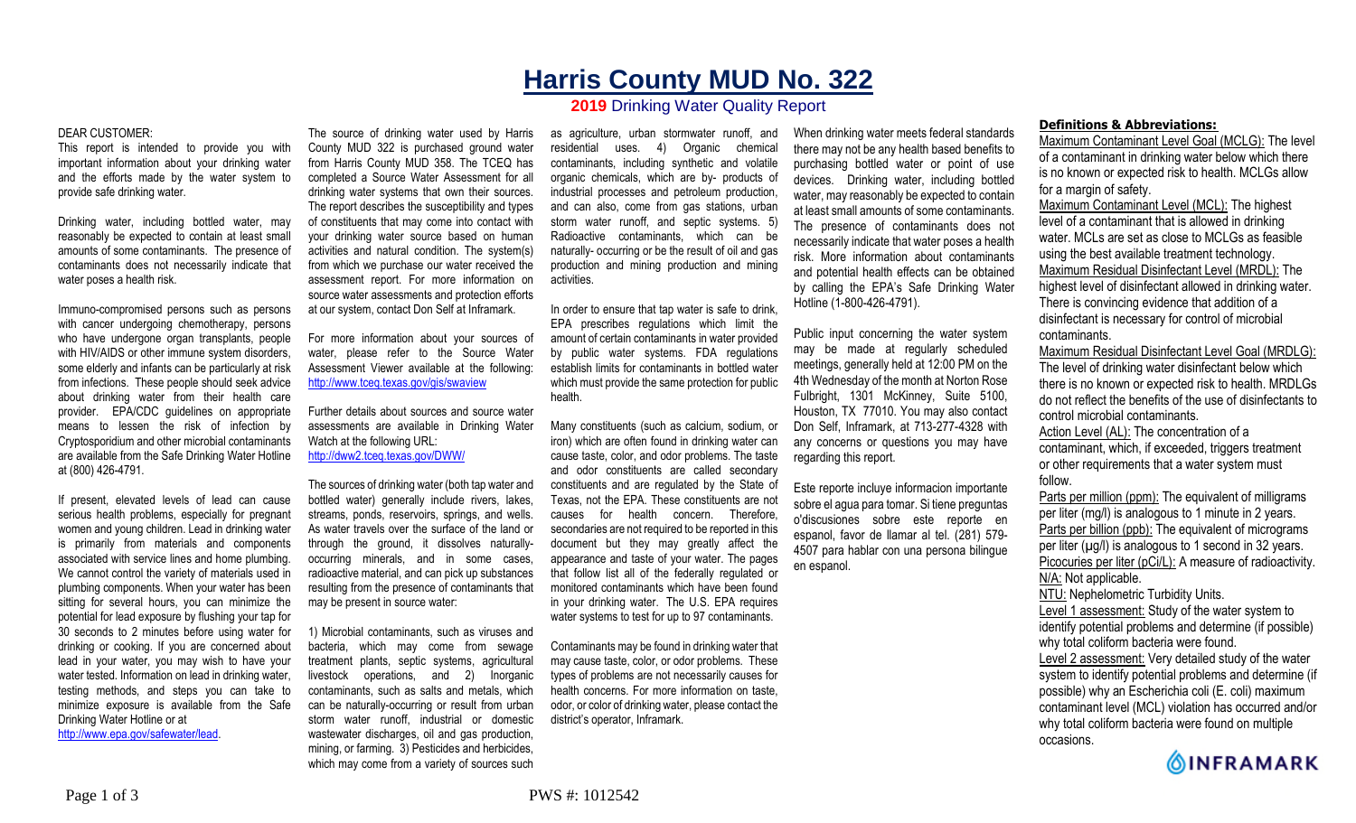# Harris County MUD No. 322

## 2019 Drinking Water Quality Report

DEAR CUSTOMER:

This report is intended to provide you with important information about your drinking water and the efforts made by the water system to provide safe drinking water.

Drinking water, including bottled water, may reasonably be expected to contain at least small amounts of some contaminants. The presence of contaminants does not necessarily indicate that water poses a health risk.

Immuno-compromised persons such as persons with cancer undergoing chemotherapy, persons who have undergone organ transplants, people with HIV/AIDS or other immune system disorders, some elderly and infants can be particularly at risk from infections. These people should seek advice about drinking water from their health care provider. EPA/CDC guidelines on appropriate means to lessen the risk of infection by Cryptosporidium and other microbial contaminants are available from the Safe Drinking Water Hotline at (800) 426-4791.

If present, elevated levels of lead can cause serious health problems, especially for pregnant women and young children. Lead in drinking water is primarily from materials and components associated with service lines and home plumbing. We cannot control the variety of materials used in plumbing components. When your water has been sitting for several hours, you can minimize the potential for lead exposure by flushing your tap for 30 seconds to 2 minutes before using water for drinking or cooking. If you are concerned about lead in your water, you may wish to have your water tested. Information on lead in drinking water, testing methods, and steps you can take to minimize exposure is available from the Safe Drinking Water Hotline or at http://www.epa.gov/safewater/lead.

The source of drinking water used by Harris County MUD 322 is purchased ground water from Harris County MUD 358. The TCEQ has completed a Source Water Assessment for all drinking water systems that own their sources. The report describes the susceptibility and types of constituents that may come into contact with your drinking water source based on human activities and natural condition. The system(s) from which we purchase our water received the assessment report. For more information on source water assessments and protection efforts at our system, contact Don Self at Inframark.

For more information about your sources of water, please refer to the Source Water Assessment Viewer available at the following: http://www.tceq.texas.gov/gis/swaview

Further details about sources and source water assessments are available in Drinking Water Watch at the following URL: http://dww2.tceq.texas.gov/DWW/

The sources of drinking water (both tap water and bottled water) generally include rivers, lakes, streams, ponds, reservoirs, springs, and wells. As water travels over the surface of the land or through the ground, it dissolves naturally-occurring minerals, and in some cases, radioactive material, and can pick up substances resulting from the presence of contaminants that may be present in source water:

1) Microbial contaminants, such as viruses and bacteria, which may come from sewage treatment plants, septic systems, agricultural livestock operations, and 2) Inorganic contaminants, such as salts and metals, which can be naturally-occurring or result from urban storm water runoff, industrial or domestic wastewater discharges, oil and gas production, mining, or farming. 3) Pesticides and herbicides, which may come from a variety of sources such as agriculture, urban stormwater runoff, and residential uses. 4) Organic chemical contaminants, including synthetic and volatile organic chemicals, which are by- products of industrial processes and petroleum production, and can also, come from gas stations, urban storm water runoff, and septic systems. 5) Radioactive contaminants, which can be naturally- occurring or be the result of oil and gas production and mining production and mining activities.

In order to ensure that tap water is safe to drink, EPA prescribes regulations which limit the amount of certain contaminants in water provided by public water systems. FDA regulations establish limits for contaminants in bottled water which must provide the same protection for public health.

Many constituents (such as calcium, sodium, or iron) which are often found in drinking water can cause taste, color, and odor problems. The taste and odor constituents are called secondary constituents and are regulated by the State of Texas, not the EPA. These constituents are not causes for health concern. Therefore, secondaries are not required to be reported in this document but they may greatly affect the appearance and taste of your water. The pages that follow list all of the federally regulated or monitored contaminants which have been found in your drinking water. The U.S. EPA requires water systems to test for up to 97 contaminants.

Contaminants may be found in drinking water that may cause taste, color, or odor problems. These types of problems are not necessarily causes for health concerns. For more information on taste, odor, or color of drinking water, please contact the district's operator, Inframark.

When drinking water meets federal standards there may not be any health based benefits to purchasing bottled water or point of use devices. Drinking water, including bottled water, may reasonably be expected to contain at least small amounts of some contaminants. The presence of contaminants does not necessarily indicate that water poses a health risk. More information about contaminants and potential health effects can be obtained by calling the EPA's Safe Drinking Water Hotline (1-800-426-4791).

Public input concerning the water system may be made at regularly scheduled meetings, generally held at 12:00 PM on the 4th Wednesday of the month at Norton Rose Fulbright, 1301 McKinney, Suite 5100, Houston, TX 77010. You may also contact Don Self, Inframark, at 713-277-4328 with any concerns or questions you may have regarding this report.

Este reporte incluye informacion importante sobre el agua para tomar. Si tiene preguntas o'discusiones sobre este reporte en espanol, favor de llamar al tel. (281) 579-4507 para hablar con una persona bilingue en espanol.

### Definitions & Abbreviations:

Maximum Contaminant Level Goal (MCLG): The level of a contaminant in drinking water below which there is no known or expected risk to health. MCLGs allow for a margin of safety.

Maximum Contaminant Level (MCL): The highest level of a contaminant that is allowed in drinking water. MCLs are set as close to MCLGs as feasible using the best available treatment technology.

Maximum Residual Disinfectant Level (MRDL): The highest level of disinfectant allowed in drinking water. There is convincing evidence that addition of a disinfectant is necessary for control of microbial contaminants.

Maximum Residual Disinfectant Level Goal (MRDLG): The level of drinking water disinfectant below which there is no known or expected risk to health. MRDLGs do not reflect the benefits of the use of disinfectants to control microbial contaminants.

Action Level (AL): The concentration of a contaminant, which, if exceeded, triggers treatment or other requirements that a water system must follow.

Parts per million (ppm): The equivalent of milligrams per liter (mg/l) is analogous to 1 minute in 2 years.

Parts per billion (ppb): The equivalent of micrograms per liter (µg/l) is analogous to 1 second in 32 years.

Picocuries per liter (pCi/L): A measure of radioactivity.

N/A: Not applicable.

NTU: Nephelometric Turbidity Units.

Level 1 assessment: Study of the water system to identify potential problems and determine (if possible) why total coliform bacteria were found.

Level 2 assessment: Very detailed study of the water system to identify potential problems and determine (if possible) why an Escherichia coli (E. coli) maximum contaminant level (MCL) violation has occurred and/or why total coliform bacteria were found on multiple occasions.

INFRAMARK

PWS #: 1012542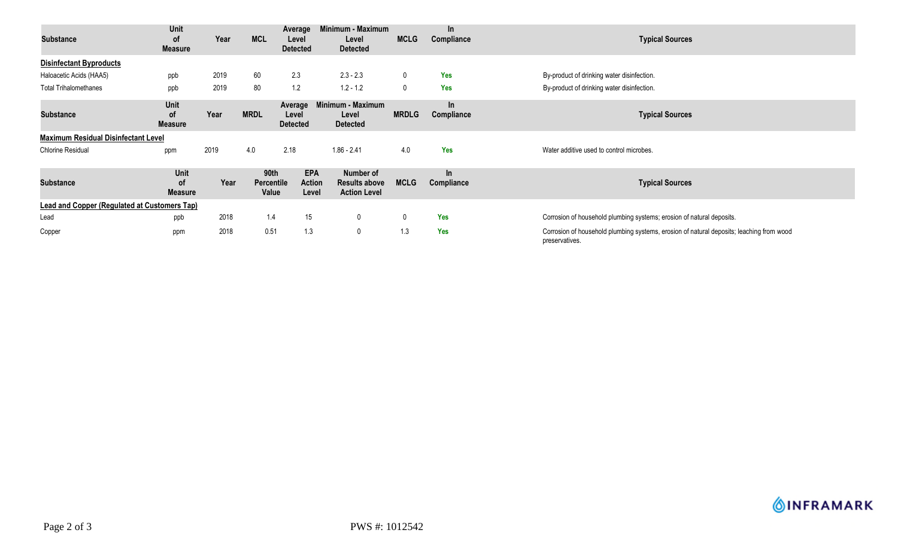| Substance | Unit of Measure | Year | MCL | Average Level Detected | Minimum - Maximum Level Detected | MCLG | In Compliance | Typical Sources |
|---|---|---|---|---|---|---|---|---|
| **Disinfectant Byproducts** | | | | | | | | |
| Haloacetic Acids (HAA5) | ppb | 2019 | 60 | 2.3 | 2.3 - 2.3 | 0 | Yes | By-product of drinking water disinfection. |
| Total Trihalomethanes | ppb | 2019 | 80 | 1.2 | 1.2 - 1.2 | 0 | Yes | By-product of drinking water disinfection. |

| Substance | Unit of Measure | Year | MRDL | Average Level Detected | Minimum - Maximum Level Detected | MRDLG | In Compliance | Typical Sources |
|---|---|---|---|---|---|---|---|---|
| **Maximum Residual Disinfectant Level** | | | | | | | | |
| Chlorine Residual | ppm | 2019 | 4.0 | 2.18 | 1.86 - 2.41 | 4.0 | Yes | Water additive used to control microbes. |

| Substance | Unit of Measure | Year | 90th Percentile Value | EPA Action Level | Number of Results above Action Level | MCLG | In Compliance | Typical Sources |
|---|---|---|---|---|---|---|---|---|
| **Lead and Copper (Regulated at Customers Tap)** | | | | | | | | |
| Lead | ppb | 2018 | 1.4 | 15 | 0 | 0 | Yes | Corrosion of household plumbing systems; erosion of natural deposits. |
| Copper | ppm | 2018 | 0.51 | 1.3 | 0 | 1.3 | Yes | Corrosion of household plumbing systems, erosion of natural deposits; leaching from wood preservatives. |

INFRAMARK

PWS #: 1012542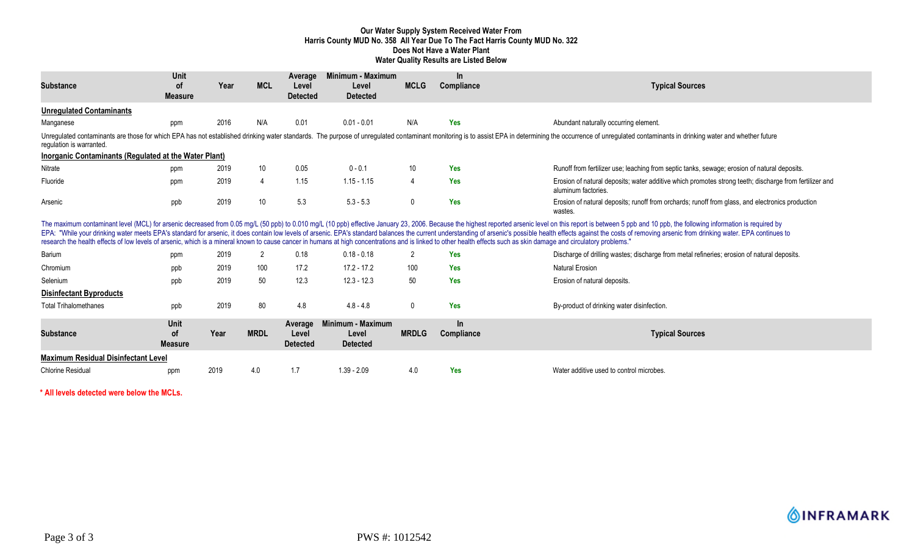**Our Water Supply System Received Water From**
**Harris County MUD No. 358 All Year Due To The Fact Harris County MUD No. 322**
**Does Not Have a Water Plant**
**Water Quality Results are Listed Below**

| Substance | Unit of Measure | Year | MCL | Average Level Detected | Minimum - Maximum Level Detected | MCLG | In Compliance | Typical Sources |
|---|---|---|---|---|---|---|---|---|
| **Unregulated Contaminants** | | | | | | | | |
| Manganese | ppm | 2016 | N/A | 0.01 | 0.01 - 0.01 | N/A | Yes | Abundant naturally occurring element. |

Unregulated contaminants are those for which EPA has not established drinking water standards. The purpose of unregulated contaminant monitoring is to assist EPA in determining the occurrence of unregulated contaminants in drinking water and whether future regulation is warranted.

| Substance | Unit of Measure | Year | MCL | Average Level Detected | Minimum - Maximum Level Detected | MCLG | In Compliance | Typical Sources |
|---|---|---|---|---|---|---|---|---|
| **Inorganic Contaminants (Regulated at the Water Plant)** | | | | | | | | |
| Nitrate | ppm | 2019 | 10 | 0.05 | 0 - 0.1 | 10 | Yes | Runoff from fertilizer use; leaching from septic tanks, sewage; erosion of natural deposits. |
| Fluoride | ppm | 2019 | 4 | 1.15 | 1.15 - 1.15 | 4 | Yes | Erosion of natural deposits; water additive which promotes strong teeth; discharge from fertilizer and aluminum factories. |
| Arsenic | ppb | 2019 | 10 | 5.3 | 5.3 - 5.3 | 0 | Yes | Erosion of natural deposits; runoff from orchards; runoff from glass, and electronics production wastes. |

The maximum contaminant level (MCL) for arsenic decreased from 0.05 mg/L (50 ppb) to 0.010 mg/L (10 ppb) effective January 23, 2006. Because the highest reported arsenic level on this report is between 5 ppb and 10 ppb, the following information is required by EPA: "While your drinking water meets EPA's standard for arsenic, it does contain low levels of arsenic. EPA's standard balances the current understanding of arsenic's possible health effects against the costs of removing arsenic from drinking water. EPA continues to research the health effects of low levels of arsenic, which is a mineral known to cause cancer in humans at high concentrations and is linked to other health effects such as skin damage and circulatory problems."

| Substance | Unit of Measure | Year | MCL | Average Level Detected | Minimum - Maximum Level Detected | MCLG | In Compliance | Typical Sources |
|---|---|---|---|---|---|---|---|---|
| Barium | ppm | 2019 | 2 | 0.18 | 0.18 - 0.18 | 2 | Yes | Discharge of drilling wastes; discharge from metal refineries; erosion of natural deposits. |
| Chromium | ppb | 2019 | 100 | 17.2 | 17.2 - 17.2 | 100 | Yes | Natural Erosion |
| Selenium | ppb | 2019 | 50 | 12.3 | 12.3 - 12.3 | 50 | Yes | Erosion of natural deposits. |
| **Disinfectant Byproducts** | | | | | | | | |
| Total Trihalomethanes | ppb | 2019 | 80 | 4.8 | 4.8 - 4.8 | 0 | Yes | By-product of drinking water disinfection. |

| Substance | Unit of Measure | Year | MRDL | Average Level Detected | Minimum - Maximum Level Detected | MRDLG | In Compliance | Typical Sources |
|---|---|---|---|---|---|---|---|---|
| **Maximum Residual Disinfectant Level** | | | | | | | | |
| Chlorine Residual | ppm | 2019 | 4.0 | 1.7 | 1.39 - 2.09 | 4.0 | Yes | Water additive used to control microbes. |

**\* All levels detected were below the MCLs.**

INFRAMARK

PWS #: 1012542